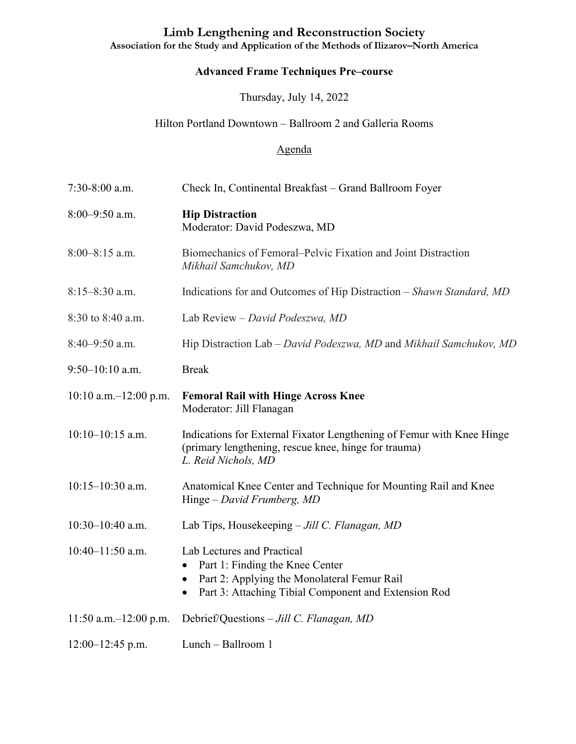# Limb Lengthening and Reconstruction Society

**Association for the Study and Application of the Methods of Ilizarov–North America**

## Advanced Frame Techniques Pre–course

Thursday, July 14, 2022

Hilton Portland Downtown – Ballroom 2 and Galleria Rooms

Agenda

| | |
|---|---|
| 7:30-8:00 a.m. | Check In, Continental Breakfast – Grand Ballroom Foyer |
| 8:00–9:50 a.m. | **Hip Distraction**<br>Moderator: David Podeszwa, MD |
| 8:00–8:15 a.m. | Biomechanics of Femoral–Pelvic Fixation and Joint Distraction<br>*Mikhail Samchukov, MD* |
| 8:15–8:30 a.m. | Indications for and Outcomes of Hip Distraction – *Shawn Standard, MD* |
| 8:30 to 8:40 a.m. | Lab Review – *David Podeszwa, MD* |
| 8:40–9:50 a.m. | Hip Distraction Lab – *David Podeszwa, MD* and *Mikhail Samchukov, MD* |
| 9:50–10:10 a.m. | Break |
| 10:10 a.m.–12:00 p.m. | **Femoral Rail with Hinge Across Knee**<br>Moderator: Jill Flanagan |
| 10:10–10:15 a.m. | Indications for External Fixator Lengthening of Femur with Knee Hinge (primary lengthening, rescue knee, hinge for trauma)<br>*L. Reid Nichols, MD* |
| 10:15–10:30 a.m. | Anatomical Knee Center and Technique for Mounting Rail and Knee Hinge – *David Frumberg, MD* |
| 10:30–10:40 a.m. | Lab Tips, Housekeeping – *Jill C. Flanagan, MD* |
| 10:40–11:50 a.m. | Lab Lectures and Practical<br>• Part 1: Finding the Knee Center<br>• Part 2: Applying the Monolateral Femur Rail<br>• Part 3: Attaching Tibial Component and Extension Rod |
| 11:50 a.m.–12:00 p.m. | Debrief/Questions – *Jill C. Flanagan, MD* |
| 12:00–12:45 p.m. | Lunch – Ballroom 1 |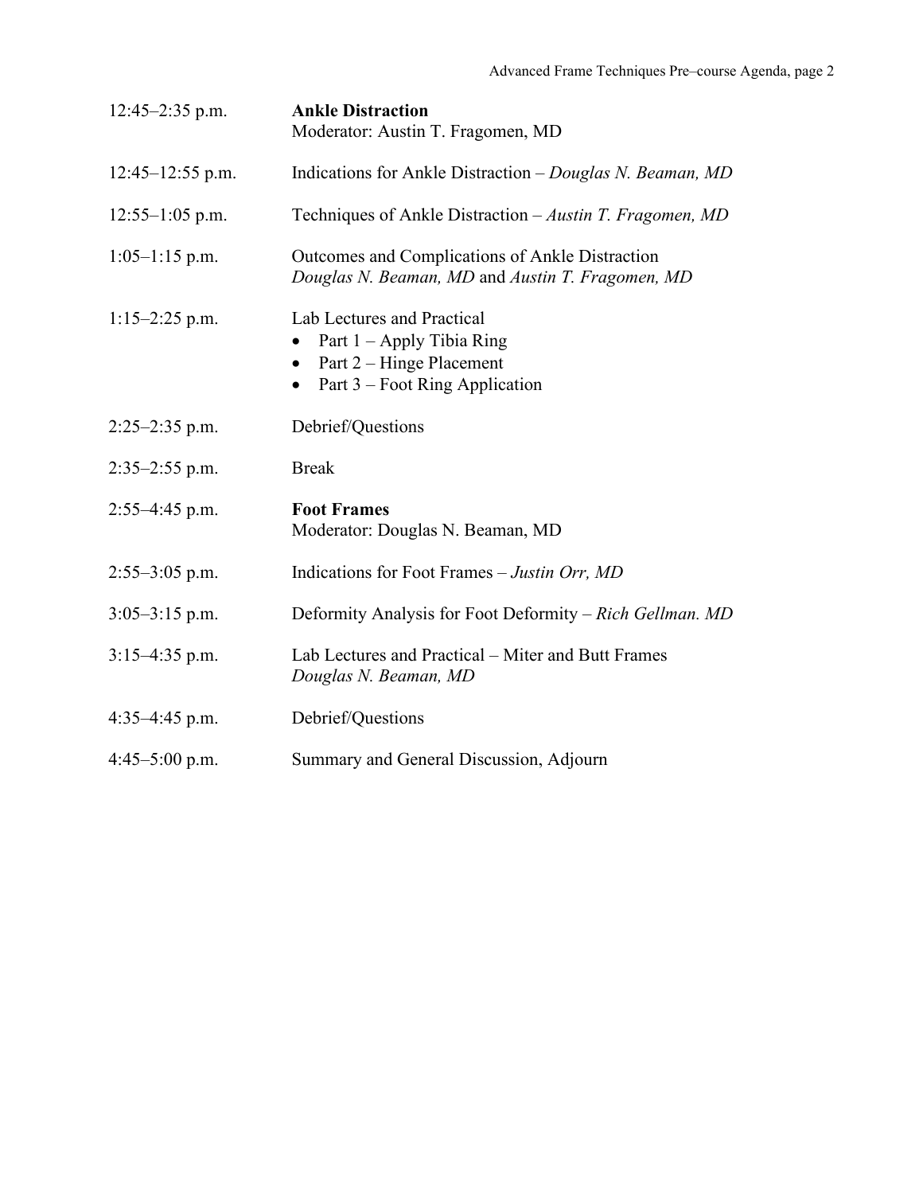| | |
|---|---|
| 12:45–2:35 p.m. | **Ankle Distraction**<br>Moderator: Austin T. Fragomen, MD |
| 12:45–12:55 p.m. | Indications for Ankle Distraction – *Douglas N. Beaman, MD* |
| 12:55–1:05 p.m. | Techniques of Ankle Distraction – *Austin T. Fragomen, MD* |
| 1:05–1:15 p.m. | Outcomes and Complications of Ankle Distraction<br>*Douglas N. Beaman, MD* and *Austin T. Fragomen, MD* |
| 1:15–2:25 p.m. | Lab Lectures and Practical<br>• Part 1 – Apply Tibia Ring<br>• Part 2 – Hinge Placement<br>• Part 3 – Foot Ring Application |
| 2:25–2:35 p.m. | Debrief/Questions |
| 2:35–2:55 p.m. | Break |
| 2:55–4:45 p.m. | **Foot Frames**<br>Moderator: Douglas N. Beaman, MD |
| 2:55–3:05 p.m. | Indications for Foot Frames – *Justin Orr, MD* |
| 3:05–3:15 p.m. | Deformity Analysis for Foot Deformity – *Rich Gellman. MD* |
| 3:15–4:35 p.m. | Lab Lectures and Practical – Miter and Butt Frames<br>*Douglas N. Beaman, MD* |
| 4:35–4:45 p.m. | Debrief/Questions |
| 4:45–5:00 p.m. | Summary and General Discussion, Adjourn |